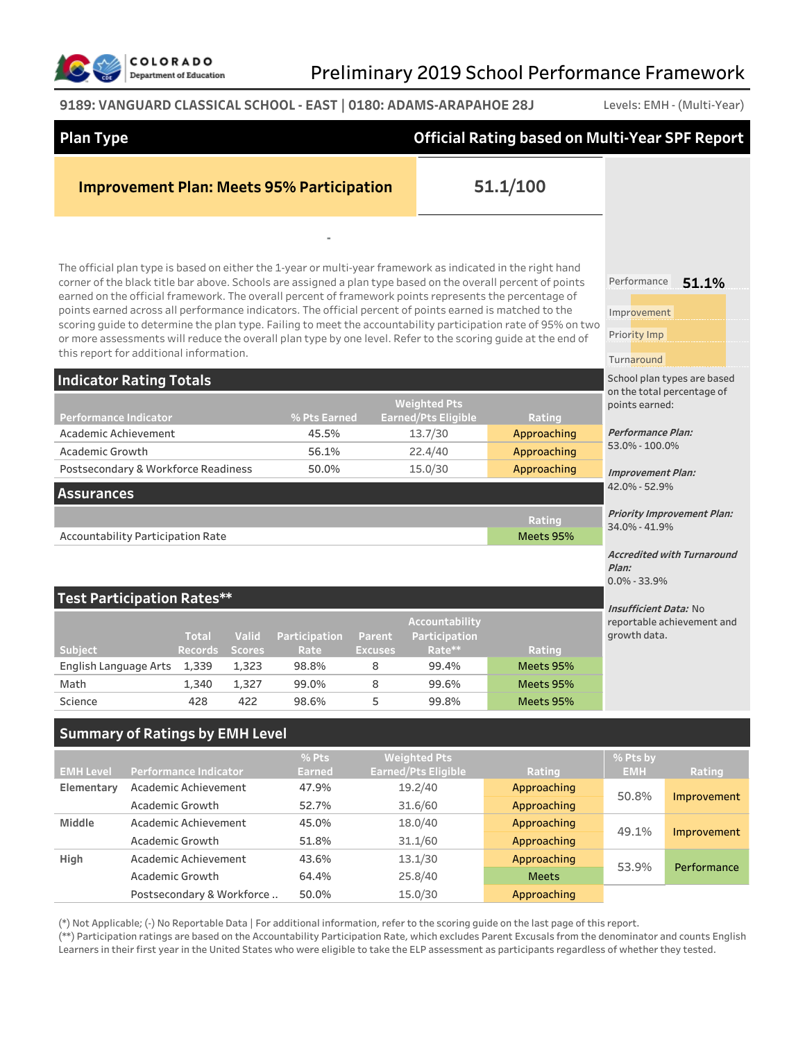# Preliminary 2019 School Performance Framework

**9189: VANGUARD CLASSICAL SCHOOL - EAST | 0180: ADAMS-ARAPAHOE 28J**

Levels: EMH - (Multi-Year)

| Plan Type | Official Rating based on Multi-Year SPF Report |
|---|---|
| **Improvement Plan: Meets 95% Participation** | **51.1/100** |

-

The official plan type is based on either the 1-year or multi-year framework as indicated in the right hand corner of the black title bar above. Schools are assigned a plan type based on the overall percent of points earned on the official framework. The overall percent of framework points represents the percentage of points earned across all performance indicators. The official percent of points earned is matched to the scoring guide to determine the plan type. Failing to meet the accountability participation rate of 95% on two or more assessments will reduce the overall plan type by one level. Refer to the scoring guide at the end of this report for additional information.

Performance **51.1%**

Improvement

Priority Imp

Turnaround

School plan types are based on the total percentage of points earned:

*Performance Plan:* 53.0% - 100.0%

*Improvement Plan:* 42.0% - 52.9%

*Priority Improvement Plan:* 34.0% - 41.9%

*Accredited with Turnaround Plan:* 0.0% - 33.9%

*Insufficient Data:* No reportable achievement and growth data.

## Indicator Rating Totals

| Performance Indicator | % Pts Earned | Weighted Pts Earned/Pts Eligible | Rating |
|---|---|---|---|
| Academic Achievement | 45.5% | 13.7/30 | Approaching |
| Academic Growth | 56.1% | 22.4/40 | Approaching |
| Postsecondary & Workforce Readiness | 50.0% | 15.0/30 | Approaching |

## Assurances

| | Rating |
|---|---|
| Accountability Participation Rate | Meets 95% |

## Test Participation Rates**

| Subject | Total Records | Valid Scores | Participation Rate | Parent Excuses | Accountability Participation Rate** | Rating |
|---|---|---|---|---|---|---|
| English Language Arts | 1,339 | 1,323 | 98.8% | 8 | 99.4% | Meets 95% |
| Math | 1,340 | 1,327 | 99.0% | 8 | 99.6% | Meets 95% |
| Science | 428 | 422 | 98.6% | 5 | 99.8% | Meets 95% |

## Summary of Ratings by EMH Level

| EMH Level | Performance Indicator | % Pts Earned | Weighted Pts Earned/Pts Eligible | Rating | % Pts by EMH | Rating |
|---|---|---|---|---|---|---|
| Elementary | Academic Achievement | 47.9% | 19.2/40 | Approaching | 50.8% | Improvement |
| | Academic Growth | 52.7% | 31.6/60 | Approaching | | |
| Middle | Academic Achievement | 45.0% | 18.0/40 | Approaching | 49.1% | Improvement |
| | Academic Growth | 51.8% | 31.1/60 | Approaching | | |
| High | Academic Achievement | 43.6% | 13.1/30 | Approaching | 53.9% | Performance |
| | Academic Growth | 64.4% | 25.8/40 | Meets | | |
| | Postsecondary & Workforce .. | 50.0% | 15.0/30 | Approaching | | |

(*) Not Applicable; (-) No Reportable Data | For additional information, refer to the scoring guide on the last page of this report.

(**) Participation ratings are based on the Accountability Participation Rate, which excludes Parent Excusals from the denominator and counts English Learners in their first year in the United States who were eligible to take the ELP assessment as participants regardless of whether they tested.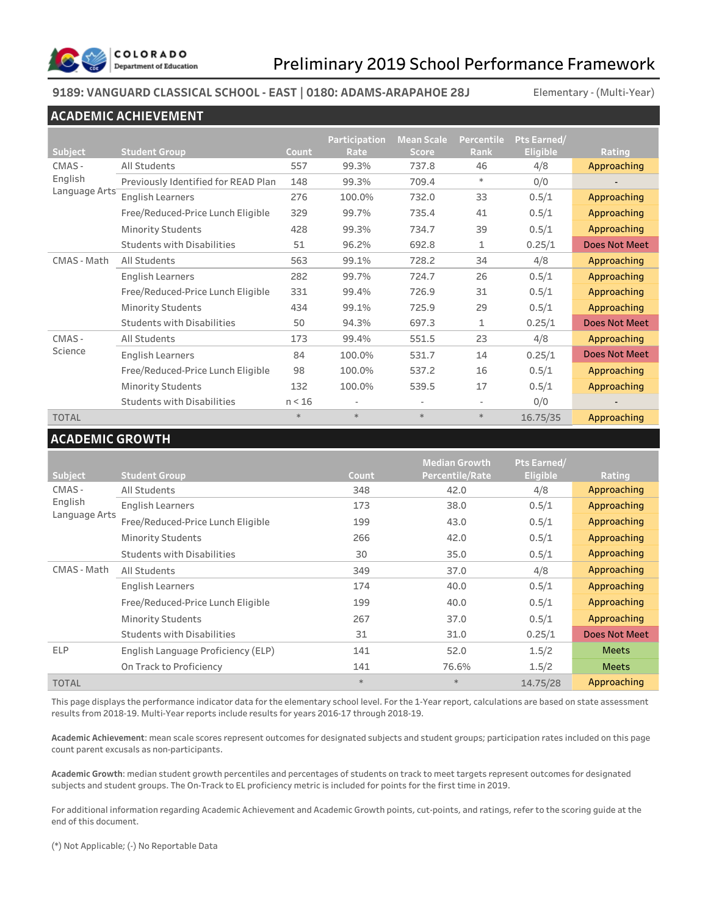# Preliminary 2019 School Performance Framework

**9189: VANGUARD CLASSICAL SCHOOL - EAST | 0180: ADAMS-ARAPAHOE 28J** Elementary - (Multi-Year)

## ACADEMIC ACHIEVEMENT

| Subject | Student Group | Count | Participation Rate | Mean Scale Score | Percentile Rank | Pts Earned/ Eligible | Rating |
|---|---|---|---|---|---|---|---|
| CMAS - English Language Arts | All Students | 557 | 99.3% | 737.8 | 46 | 4/8 | Approaching |
| | Previously Identified for READ Plan | 148 | 99.3% | 709.4 | * | 0/0 | - |
| | English Learners | 276 | 100.0% | 732.0 | 33 | 0.5/1 | Approaching |
| | Free/Reduced-Price Lunch Eligible | 329 | 99.7% | 735.4 | 41 | 0.5/1 | Approaching |
| | Minority Students | 428 | 99.3% | 734.7 | 39 | 0.5/1 | Approaching |
| | Students with Disabilities | 51 | 96.2% | 692.8 | 1 | 0.25/1 | Does Not Meet |
| CMAS - Math | All Students | 563 | 99.1% | 728.2 | 34 | 4/8 | Approaching |
| | English Learners | 282 | 99.7% | 724.7 | 26 | 0.5/1 | Approaching |
| | Free/Reduced-Price Lunch Eligible | 331 | 99.4% | 726.9 | 31 | 0.5/1 | Approaching |
| | Minority Students | 434 | 99.1% | 725.9 | 29 | 0.5/1 | Approaching |
| | Students with Disabilities | 50 | 94.3% | 697.3 | 1 | 0.25/1 | Does Not Meet |
| CMAS - Science | All Students | 173 | 99.4% | 551.5 | 23 | 4/8 | Approaching |
| | English Learners | 84 | 100.0% | 531.7 | 14 | 0.25/1 | Does Not Meet |
| | Free/Reduced-Price Lunch Eligible | 98 | 100.0% | 537.2 | 16 | 0.5/1 | Approaching |
| | Minority Students | 132 | 100.0% | 539.5 | 17 | 0.5/1 | Approaching |
| | Students with Disabilities | n < 16 | - | - | - | 0/0 | - |
| TOTAL | | * | * | * | * | 16.75/35 | Approaching |

## ACADEMIC GROWTH

| Subject | Student Group | Count | Median Growth Percentile/Rate | Pts Earned/ Eligible | Rating |
|---|---|---|---|---|---|
| CMAS - English Language Arts | All Students | 348 | 42.0 | 4/8 | Approaching |
| | English Learners | 173 | 38.0 | 0.5/1 | Approaching |
| | Free/Reduced-Price Lunch Eligible | 199 | 43.0 | 0.5/1 | Approaching |
| | Minority Students | 266 | 42.0 | 0.5/1 | Approaching |
| | Students with Disabilities | 30 | 35.0 | 0.5/1 | Approaching |
| CMAS - Math | All Students | 349 | 37.0 | 4/8 | Approaching |
| | English Learners | 174 | 40.0 | 0.5/1 | Approaching |
| | Free/Reduced-Price Lunch Eligible | 199 | 40.0 | 0.5/1 | Approaching |
| | Minority Students | 267 | 37.0 | 0.5/1 | Approaching |
| | Students with Disabilities | 31 | 31.0 | 0.25/1 | Does Not Meet |
| ELP | English Language Proficiency (ELP) | 141 | 52.0 | 1.5/2 | Meets |
| | On Track to Proficiency | 141 | 76.6% | 1.5/2 | Meets |
| TOTAL | | * | * | 14.75/28 | Approaching |

This page displays the performance indicator data for the elementary school level. For the 1-Year report, calculations are based on state assessment results from 2018-19. Multi-Year reports include results for years 2016-17 through 2018-19.

**Academic Achievement**: mean scale scores represent outcomes for designated subjects and student groups; participation rates included on this page count parent excusals as non-participants.

**Academic Growth**: median student growth percentiles and percentages of students on track to meet targets represent outcomes for designated subjects and student groups. The On-Track to EL proficiency metric is included for points for the first time in 2019.

For additional information regarding Academic Achievement and Academic Growth points, cut-points, and ratings, refer to the scoring guide at the end of this document.

(*) Not Applicable; (-) No Reportable Data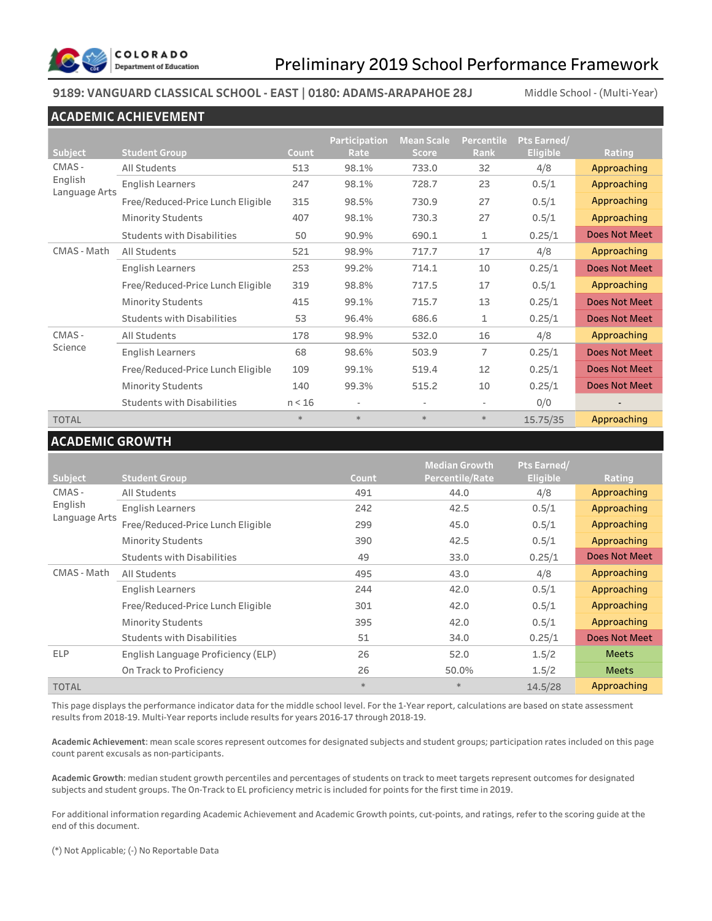# Preliminary 2019 School Performance Framework

**9189: VANGUARD CLASSICAL SCHOOL - EAST | 0180: ADAMS-ARAPAHOE 28J** Middle School - (Multi-Year)

## ACADEMIC ACHIEVEMENT

| Subject | Student Group | Count | Participation Rate | Mean Scale Score | Percentile Rank | Pts Earned/ Eligible | Rating |
|---|---|---|---|---|---|---|---|
| CMAS - English Language Arts | All Students | 513 | 98.1% | 733.0 | 32 | 4/8 | Approaching |
| | English Learners | 247 | 98.1% | 728.7 | 23 | 0.5/1 | Approaching |
| | Free/Reduced-Price Lunch Eligible | 315 | 98.5% | 730.9 | 27 | 0.5/1 | Approaching |
| | Minority Students | 407 | 98.1% | 730.3 | 27 | 0.5/1 | Approaching |
| | Students with Disabilities | 50 | 90.9% | 690.1 | 1 | 0.25/1 | Does Not Meet |
| CMAS - Math | All Students | 521 | 98.9% | 717.7 | 17 | 4/8 | Approaching |
| | English Learners | 253 | 99.2% | 714.1 | 10 | 0.25/1 | Does Not Meet |
| | Free/Reduced-Price Lunch Eligible | 319 | 98.8% | 717.5 | 17 | 0.5/1 | Approaching |
| | Minority Students | 415 | 99.1% | 715.7 | 13 | 0.25/1 | Does Not Meet |
| | Students with Disabilities | 53 | 96.4% | 686.6 | 1 | 0.25/1 | Does Not Meet |
| CMAS - Science | All Students | 178 | 98.9% | 532.0 | 16 | 4/8 | Approaching |
| | English Learners | 68 | 98.6% | 503.9 | 7 | 0.25/1 | Does Not Meet |
| | Free/Reduced-Price Lunch Eligible | 109 | 99.1% | 519.4 | 12 | 0.25/1 | Does Not Meet |
| | Minority Students | 140 | 99.3% | 515.2 | 10 | 0.25/1 | Does Not Meet |
| | Students with Disabilities | n < 16 | - | - | - | 0/0 | - |
| TOTAL | | * | * | * | * | 15.75/35 | Approaching |

## ACADEMIC GROWTH

| Subject | Student Group | Count | Median Growth Percentile/Rate | Pts Earned/ Eligible | Rating |
|---|---|---|---|---|---|
| CMAS - English Language Arts | All Students | 491 | 44.0 | 4/8 | Approaching |
| | English Learners | 242 | 42.5 | 0.5/1 | Approaching |
| | Free/Reduced-Price Lunch Eligible | 299 | 45.0 | 0.5/1 | Approaching |
| | Minority Students | 390 | 42.5 | 0.5/1 | Approaching |
| | Students with Disabilities | 49 | 33.0 | 0.25/1 | Does Not Meet |
| CMAS - Math | All Students | 495 | 43.0 | 4/8 | Approaching |
| | English Learners | 244 | 42.0 | 0.5/1 | Approaching |
| | Free/Reduced-Price Lunch Eligible | 301 | 42.0 | 0.5/1 | Approaching |
| | Minority Students | 395 | 42.0 | 0.5/1 | Approaching |
| | Students with Disabilities | 51 | 34.0 | 0.25/1 | Does Not Meet |
| ELP | English Language Proficiency (ELP) | 26 | 52.0 | 1.5/2 | Meets |
| | On Track to Proficiency | 26 | 50.0% | 1.5/2 | Meets |
| TOTAL | | * | * | 14.5/28 | Approaching |

This page displays the performance indicator data for the middle school level. For the 1-Year report, calculations are based on state assessment results from 2018-19. Multi-Year reports include results for years 2016-17 through 2018-19.

**Academic Achievement**: mean scale scores represent outcomes for designated subjects and student groups; participation rates included on this page count parent excusals as non-participants.

**Academic Growth**: median student growth percentiles and percentages of students on track to meet targets represent outcomes for designated subjects and student groups. The On-Track to EL proficiency metric is included for points for the first time in 2019.

For additional information regarding Academic Achievement and Academic Growth points, cut-points, and ratings, refer to the scoring guide at the end of this document.

(*) Not Applicable; (-) No Reportable Data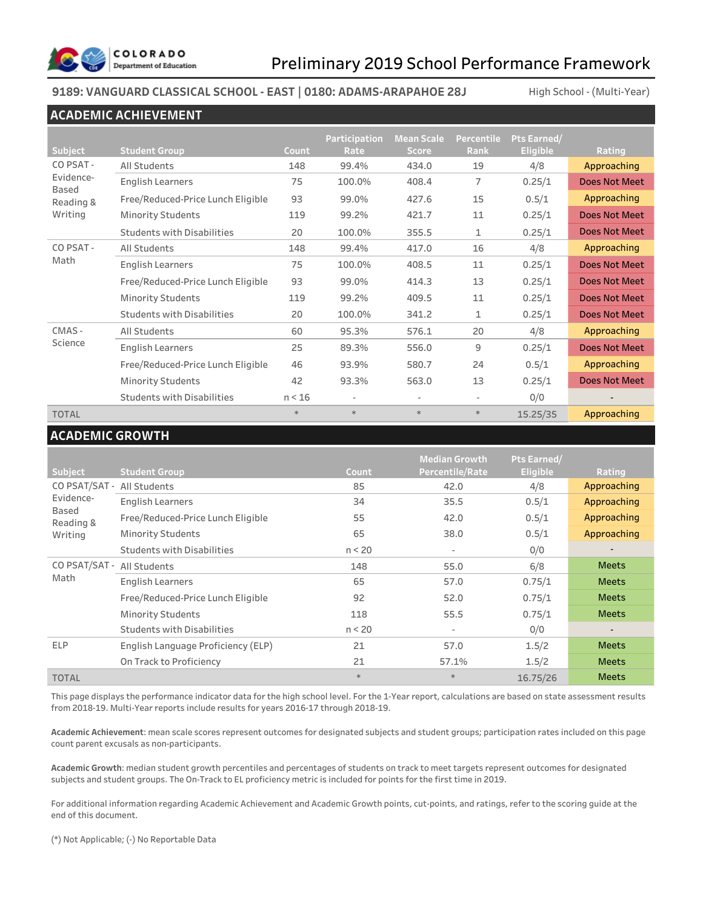# Preliminary 2019 School Performance Framework

**9189: VANGUARD CLASSICAL SCHOOL - EAST | 0180: ADAMS-ARAPAHOE 28J** High School - (Multi-Year)

## ACADEMIC ACHIEVEMENT

| Subject | Student Group | Count | Participation Rate | Mean Scale Score | Percentile Rank | Pts Earned/ Eligible | Rating |
|---|---|---|---|---|---|---|---|
| CO PSAT - Evidence-Based Reading & Writing | All Students | 148 | 99.4% | 434.0 | 19 | 4/8 | Approaching |
| | English Learners | 75 | 100.0% | 408.4 | 7 | 0.25/1 | Does Not Meet |
| | Free/Reduced-Price Lunch Eligible | 93 | 99.0% | 427.6 | 15 | 0.5/1 | Approaching |
| | Minority Students | 119 | 99.2% | 421.7 | 11 | 0.25/1 | Does Not Meet |
| | Students with Disabilities | 20 | 100.0% | 355.5 | 1 | 0.25/1 | Does Not Meet |
| CO PSAT - Math | All Students | 148 | 99.4% | 417.0 | 16 | 4/8 | Approaching |
| | English Learners | 75 | 100.0% | 408.5 | 11 | 0.25/1 | Does Not Meet |
| | Free/Reduced-Price Lunch Eligible | 93 | 99.0% | 414.3 | 13 | 0.25/1 | Does Not Meet |
| | Minority Students | 119 | 99.2% | 409.5 | 11 | 0.25/1 | Does Not Meet |
| | Students with Disabilities | 20 | 100.0% | 341.2 | 1 | 0.25/1 | Does Not Meet |
| CMAS - Science | All Students | 60 | 95.3% | 576.1 | 20 | 4/8 | Approaching |
| | English Learners | 25 | 89.3% | 556.0 | 9 | 0.25/1 | Does Not Meet |
| | Free/Reduced-Price Lunch Eligible | 46 | 93.9% | 580.7 | 24 | 0.5/1 | Approaching |
| | Minority Students | 42 | 93.3% | 563.0 | 13 | 0.25/1 | Does Not Meet |
| | Students with Disabilities | n < 16 | - | - | - | 0/0 | - |
| TOTAL | | * | * | * | * | 15.25/35 | Approaching |

## ACADEMIC GROWTH

| Subject | Student Group | Count | Median Growth Percentile/Rate | Pts Earned/ Eligible | Rating |
|---|---|---|---|---|---|
| CO PSAT/SAT - Evidence-Based Reading & Writing | All Students | 85 | 42.0 | 4/8 | Approaching |
| | English Learners | 34 | 35.5 | 0.5/1 | Approaching |
| | Free/Reduced-Price Lunch Eligible | 55 | 42.0 | 0.5/1 | Approaching |
| | Minority Students | 65 | 38.0 | 0.5/1 | Approaching |
| | Students with Disabilities | n < 20 | - | 0/0 | - |
| CO PSAT/SAT - Math | All Students | 148 | 55.0 | 6/8 | Meets |
| | English Learners | 65 | 57.0 | 0.75/1 | Meets |
| | Free/Reduced-Price Lunch Eligible | 92 | 52.0 | 0.75/1 | Meets |
| | Minority Students | 118 | 55.5 | 0.75/1 | Meets |
| | Students with Disabilities | n < 20 | - | 0/0 | - |
| ELP | English Language Proficiency (ELP) | 21 | 57.0 | 1.5/2 | Meets |
| | On Track to Proficiency | 21 | 57.1% | 1.5/2 | Meets |
| TOTAL | | * | * | 16.75/26 | Meets |

This page displays the performance indicator data for the high school level. For the 1-Year report, calculations are based on state assessment results from 2018-19. Multi-Year reports include results for years 2016-17 through 2018-19.

**Academic Achievement**: mean scale scores represent outcomes for designated subjects and student groups; participation rates included on this page count parent excusals as non-participants.

**Academic Growth**: median student growth percentiles and percentages of students on track to meet targets represent outcomes for designated subjects and student groups. The On-Track to EL proficiency metric is included for points for the first time in 2019.

For additional information regarding Academic Achievement and Academic Growth points, cut-points, and ratings, refer to the scoring guide at the end of this document.

(*) Not Applicable; (-) No Reportable Data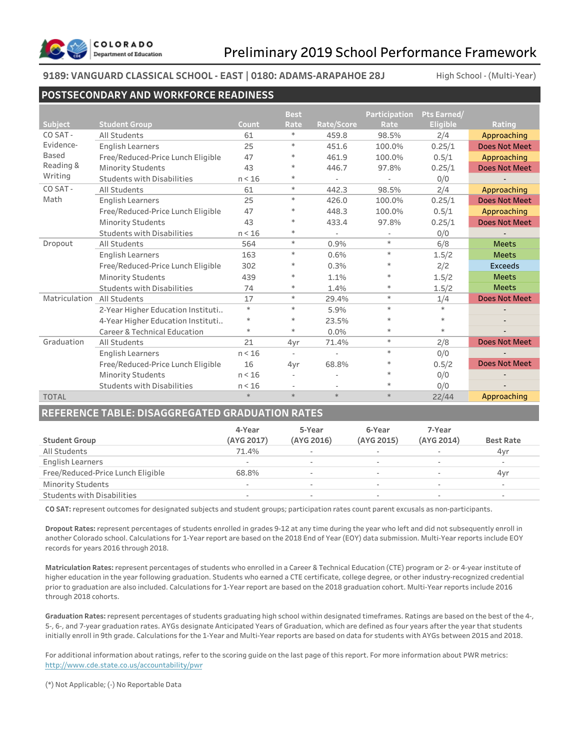# Preliminary 2019 School Performance Framework

**9189: VANGUARD CLASSICAL SCHOOL - EAST | 0180: ADAMS-ARAPAHOE 28J**

High School - (Multi-Year)

## POSTSECONDARY AND WORKFORCE READINESS

| Subject | Student Group | Count | Best Rate | Rate/Score | Participation Rate | Pts Earned/ Eligible | Rating |
|---|---|---|---|---|---|---|---|
| CO SAT - Evidence-Based Reading & Writing | All Students | 61 | * | 459.8 | 98.5% | 2/4 | Approaching |
| | English Learners | 25 | * | 451.6 | 100.0% | 0.25/1 | Does Not Meet |
| | Free/Reduced-Price Lunch Eligible | 47 | * | 461.9 | 100.0% | 0.5/1 | Approaching |
| | Minority Students | 43 | * | 446.7 | 97.8% | 0.25/1 | Does Not Meet |
| | Students with Disabilities | n < 16 | * | - | - | 0/0 | - |
| CO SAT - Math | All Students | 61 | * | 442.3 | 98.5% | 2/4 | Approaching |
| | English Learners | 25 | * | 426.0 | 100.0% | 0.25/1 | Does Not Meet |
| | Free/Reduced-Price Lunch Eligible | 47 | * | 448.3 | 100.0% | 0.5/1 | Approaching |
| | Minority Students | 43 | * | 433.4 | 97.8% | 0.25/1 | Does Not Meet |
| | Students with Disabilities | n < 16 | * | - | - | 0/0 | - |
| Dropout | All Students | 564 | * | 0.9% | * | 6/8 | Meets |
| | English Learners | 163 | * | 0.6% | * | 1.5/2 | Meets |
| | Free/Reduced-Price Lunch Eligible | 302 | * | 0.3% | * | 2/2 | Exceeds |
| | Minority Students | 439 | * | 1.1% | * | 1.5/2 | Meets |
| | Students with Disabilities | 74 | * | 1.4% | * | 1.5/2 | Meets |
| Matriculation | All Students | 17 | * | 29.4% | * | 1/4 | Does Not Meet |
| | 2-Year Higher Education Instituti.. | * | * | 5.9% | * | * | - |
| | 4-Year Higher Education Instituti.. | * | * | 23.5% | * | * | - |
| | Career & Technical Education | * | * | 0.0% | * | * | - |
| Graduation | All Students | 21 | 4yr | 71.4% | * | 2/8 | Does Not Meet |
| | English Learners | n < 16 | - | - | * | 0/0 | - |
| | Free/Reduced-Price Lunch Eligible | 16 | 4yr | 68.8% | * | 0.5/2 | Does Not Meet |
| | Minority Students | n < 16 | - | - | * | 0/0 | - |
| | Students with Disabilities | n < 16 | - | - | * | 0/0 | - |
| TOTAL | | * | * | * | * | 22/44 | Approaching |

## REFERENCE TABLE: DISAGGREGATED GRADUATION RATES

| Student Group | 4-Year (AYG 2017) | 5-Year (AYG 2016) | 6-Year (AYG 2015) | 7-Year (AYG 2014) | Best Rate |
|---|---|---|---|---|---|
| All Students | 71.4% | - | - | - | 4yr |
| English Learners | - | - | - | - | - |
| Free/Reduced-Price Lunch Eligible | 68.8% | - | - | - | 4yr |
| Minority Students | - | - | - | - | - |
| Students with Disabilities | - | - | - | - | - |

**CO SAT:** represent outcomes for designated subjects and student groups; participation rates count parent excusals as non-participants.

**Dropout Rates:** represent percentages of students enrolled in grades 9-12 at any time during the year who left and did not subsequently enroll in another Colorado school. Calculations for 1-Year report are based on the 2018 End of Year (EOY) data submission. Multi-Year reports include EOY records for years 2016 through 2018.

**Matriculation Rates:** represent percentages of students who enrolled in a Career & Technical Education (CTE) program or 2- or 4-year institute of higher education in the year following graduation. Students who earned a CTE certificate, college degree, or other industry-recognized credential prior to graduation are also included. Calculations for 1-Year report are based on the 2018 graduation cohort. Multi-Year reports include 2016 through 2018 cohorts.

**Graduation Rates:** represent percentages of students graduating high school within designated timeframes. Ratings are based on the best of the 4-, 5-, 6-, and 7-year graduation rates. AYGs designate Anticipated Years of Graduation, which are defined as four years after the year that students initially enroll in 9th grade. Calculations for the 1-Year and Multi-Year reports are based on data for students with AYGs between 2015 and 2018.

For additional information about ratings, refer to the scoring guide on the last page of this report. For more information about PWR metrics: http://www.cde.state.co.us/accountability/pwr

(*) Not Applicable; (-) No Reportable Data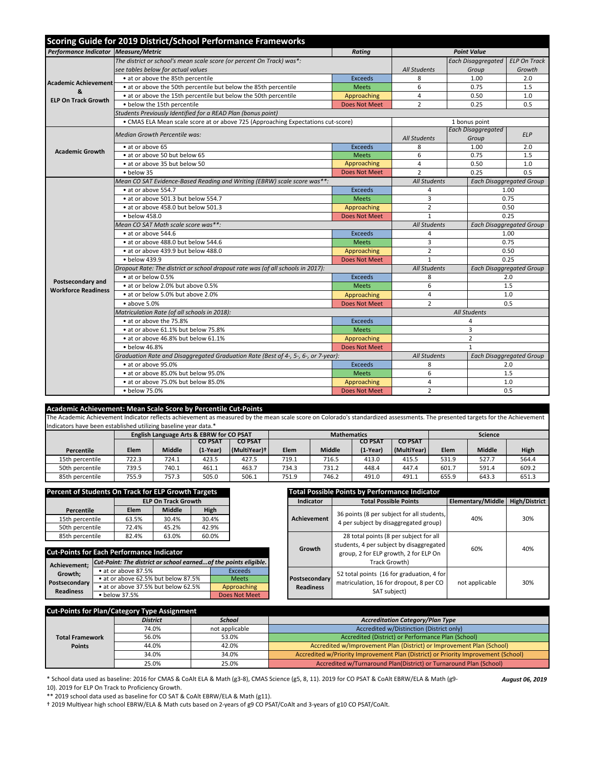## Scoring Guide for 2019 District/School Performance Frameworks

| Performance Indicator | Measure/Metric | Rating | Point Value | | |
|---|---|---|---|---|---|
| **Academic Achievement & ELP On Track Growth** | *The district or school's mean scale score (or percent On Track) was\*: see tables below for actual values* | | *All Students* | *Each Disaggregated Group* | *ELP On Track Growth* |
| | • at or above the 85th percentile | Exceeds | 8 | 1.00 | 2.0 |
| | • at or above the 50th percentile but below the 85th percentile | Meets | 6 | 0.75 | 1.5 |
| | • at or above the 15th percentile but below the 50th percentile | Approaching | 4 | 0.50 | 1.0 |
| | • below the 15th percentile | Does Not Meet | 2 | 0.25 | 0.5 |
| | *Students Previously Identified for a READ Plan (bonus point)* | | | | |
| | • CMAS ELA Mean scale score at or above 725 (Approaching Expectations cut-score) | | 1 bonus point | | |
| **Academic Growth** | *Median Growth Percentile was:* | | *All Students* | *Each Disaggregated Group* | *ELP* |
| | • at or above 65 | Exceeds | 8 | 1.00 | 2.0 |
| | • at or above 50 but below 65 | Meets | 6 | 0.75 | 1.5 |
| | • at or above 35 but below 50 | Approaching | 4 | 0.50 | 1.0 |
| | • below 35 | Does Not Meet | 2 | 0.25 | 0.5 |
| **Postsecondary and Workforce Readiness** | *Mean CO SAT Evidence-Based Reading and Writing (EBRW) scale score was\*\*:* | | *All Students* | *Each Disaggregated Group* | |
| | • at or above 554.7 | Exceeds | 4 | 1.00 | |
| | • at or above 501.3 but below 554.7 | Meets | 3 | 0.75 | |
| | • at or above 458.0 but below 501.3 | Approaching | 2 | 0.50 | |
| | • below 458.0 | Does Not Meet | 1 | 0.25 | |
| | *Mean CO SAT Math scale score was\*\*:* | | *All Students* | *Each Disaggregated Group* | |
| | • at or above 544.6 | Exceeds | 4 | 1.00 | |
| | • at or above 488.0 but below 544.6 | Meets | 3 | 0.75 | |
| | • at or above 439.9 but below 488.0 | Approaching | 2 | 0.50 | |
| | • below 439.9 | Does Not Meet | 1 | 0.25 | |
| | *Dropout Rate: The district or school dropout rate was (of all schools in 2017):* | | *All Students* | *Each Disaggregated Group* | |
| | • at or below 0.5% | Exceeds | 8 | 2.0 | |
| | • at or below 2.0% but above 0.5% | Meets | 6 | 1.5 | |
| | • at or below 5.0% but above 2.0% | Approaching | 4 | 1.0 | |
| | • above 5.0% | Does Not Meet | 2 | 0.5 | |
| | *Matriculation Rate (of all schools in 2018):* | | *All Students* | | |
| | • at or above the 75.8% | Exceeds | 4 | | |
| | • at or above 61.1% but below 75.8% | Meets | 3 | | |
| | • at or above 46.8% but below 61.1% | Approaching | 2 | | |
| | • below 46.8% | Does Not Meet | 1 | | |
| | *Graduation Rate and Disaggregated Graduation Rate (Best of 4-, 5-, 6-, or 7-year):* | | *All Students* | *Each Disaggregated Group* | |
| | • at or above 95.0% | Exceeds | 8 | 2.0 | |
| | • at or above 85.0% but below 95.0% | Meets | 6 | 1.5 | |
| | • at or above 75.0% but below 85.0% | Approaching | 4 | 1.0 | |
| | • below 75.0% | Does Not Meet | 2 | 0.5 | |

### Academic Achievement: Mean Scale Score by Percentile Cut-Points

The Academic Achievement Indicator reflects achievement as measured by the mean scale score on Colorado's standardized assessments. The presented targets for the Achievement Indicators have been established utilizing baseline year data.*

| | English Language Arts & EBRW for CO PSAT | | | | Mathematics | | | | Science | | |
|---|---|---|---|---|---|---|---|---|---|---|---|
| **Percentile** | **Elem** | **Middle** | **CO PSAT (1-Year)** | **CO PSAT (MultiYear)†** | **Elem** | **Middle** | **CO PSAT (1-Year)** | **CO PSAT (MultiYear)** | **Elem** | **Middle** | **High** |
| 15th percentile | 722.3 | 724.1 | 423.5 | 427.5 | 719.1 | 716.5 | 413.0 | 415.5 | 531.9 | 527.7 | 564.4 |
| 50th percentile | 739.5 | 740.1 | 461.1 | 463.7 | 734.3 | 731.2 | 448.4 | 447.4 | 601.7 | 591.4 | 609.2 |
| 85th percentile | 755.9 | 757.3 | 505.0 | 506.1 | 751.9 | 746.2 | 491.0 | 491.1 | 655.9 | 643.3 | 651.3 |

### Percent of Students On Track for ELP Growth Targets

| | ELP On Track Growth | | |
|---|---|---|---|
| **Percentile** | **Elem** | **Middle** | **High** |
| 15th percentile | 63.5% | 30.4% | 30.4% |
| 50th percentile | 72.4% | 45.2% | 42.9% |
| 85th percentile | 82.4% | 63.0% | 60.0% |

### Cut-Points for Each Performance Indicator

| | *Cut-Point: The district or school earned...of the points eligible.* | |
|---|---|---|
| **Achievement; Growth; Postsecondary Readiness** | • at or above 87.5% | Exceeds |
| | • at or above 62.5% but below 87.5% | Meets |
| | • at or above 37.5% but below 62.5% | Approaching |
| | • below 37.5% | Does Not Meet |

### Total Possible Points by Performance Indicator

| Indicator | Total Possible Points | Elementary/Middle | High/District |
|---|---|---|---|
| **Achievement** | 36 points (8 per subject for all students, 4 per subject by disaggregated group) | 40% | 30% |
| **Growth** | 28 total points (8 per subject for all students, 4 per subject by disaggregated group, 2 for ELP growth, 2 for ELP On Track Growth) | 60% | 40% |
| **Postsecondary Readiness** | 52 total points (16 for graduation, 4 for matriculation, 16 for dropout, 8 per CO SAT subject) | not applicable | 30% |

### Cut-Points for Plan/Category Type Assignment

| | *District* | *School* | *Accreditation Category/Plan Type* |
|---|---|---|---|
| **Total Framework Points** | 74.0% | not applicable | Accredited w/Distinction (District only) |
| | 56.0% | 53.0% | Accredited (District) or Performance Plan (School) |
| | 44.0% | 42.0% | Accredited w/Improvement Plan (District) or Improvement Plan (School) |
| | 34.0% | 34.0% | Accredited w/Priority Improvement Plan (District) or Priority Improvement (School) |
| | 25.0% | 25.0% | Accredited w/Turnaround Plan(District) or Turnaround Plan (School) |

\* School data used as baseline: 2016 for CMAS & CoAlt ELA & Math (g3-8), CMAS Science (g5, 8, 11). 2019 for CO PSAT & CoAlt EBRW/ELA & Math (g9-10). 2019 for ELP On Track to Proficiency Growth.

\*\* 2019 school data used as baseline for CO SAT & CoAlt EBRW/ELA & Math (g11).

† 2019 Multiyear high school EBRW/ELA & Math cuts based on 2-years of g9 CO PSAT/CoAlt and 3-years of g10 CO PSAT/CoAlt.

*August 06, 2019*